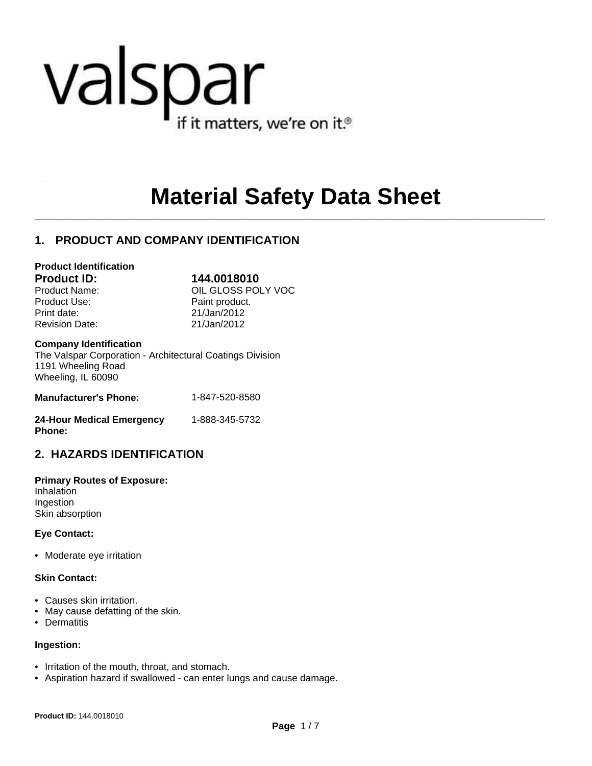valspar

if it matters, we're on it.®

# Material Safety Data Sheet

## 1. PRODUCT AND COMPANY IDENTIFICATION

**Product Identification**

| | |
|---|---|
| **Product ID:** | **144.0018010** |
| Product Name: | OIL GLOSS POLY VOC |
| Product Use: | Paint product. |
| Print date: | 21/Jan/2012 |
| Revision Date: | 21/Jan/2012 |

**Company Identification**
The Valspar Corporation - Architectural Coatings Division
1191 Wheeling Road
Wheeling, IL 60090

| | |
|---|---|
| **Manufacturer's Phone:** | 1-847-520-8580 |
| **24-Hour Medical Emergency Phone:** | 1-888-345-5732 |

## 2. HAZARDS IDENTIFICATION

**Primary Routes of Exposure:**
Inhalation
Ingestion
Skin absorption

**Eye Contact:**

- Moderate eye irritation

**Skin Contact:**

- Causes skin irritation.
- May cause defatting of the skin.
- Dermatitis

**Ingestion:**

- Irritation of the mouth, throat, and stomach.
- Aspiration hazard if swallowed - can enter lungs and cause damage.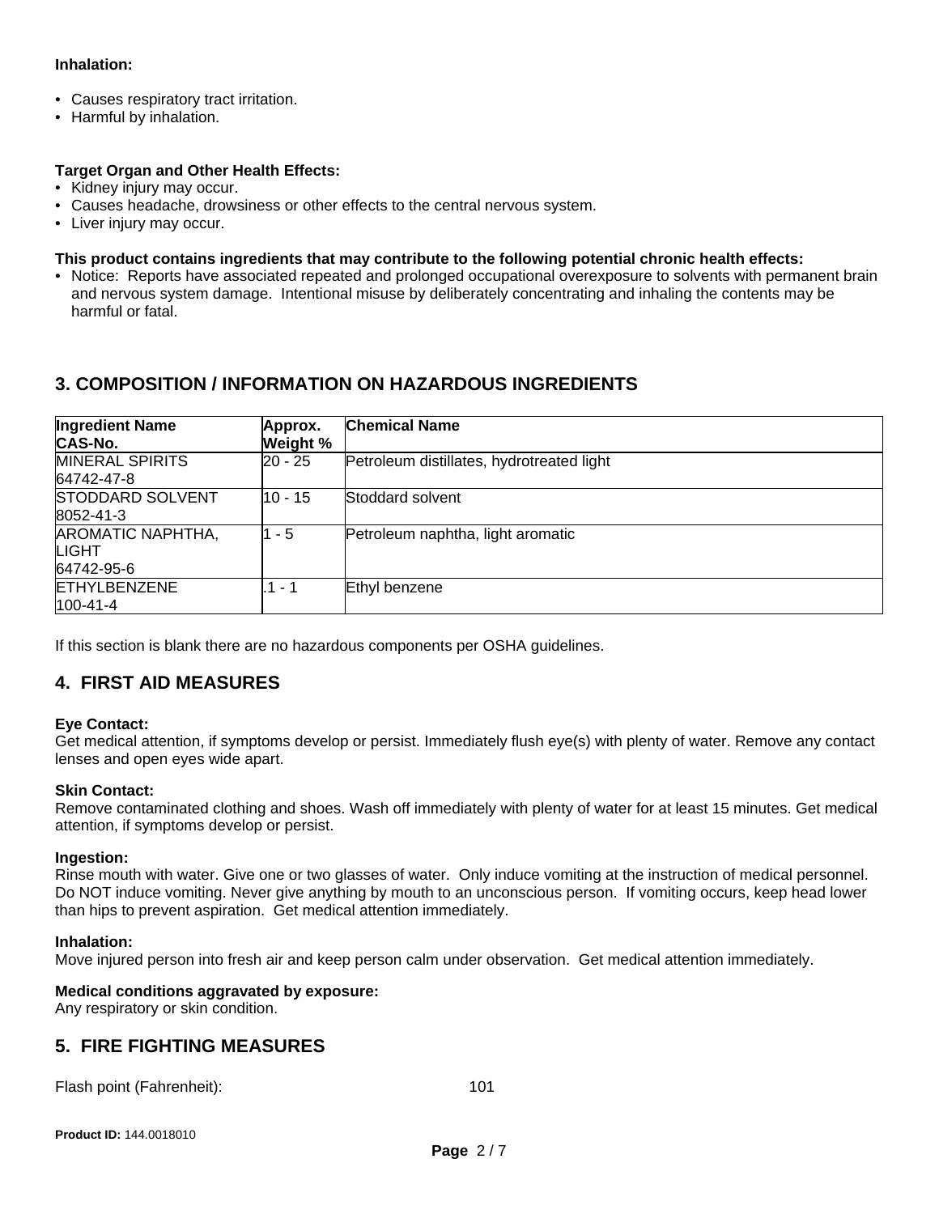**Inhalation:**

- Causes respiratory tract irritation.
- Harmful by inhalation.

**Target Organ and Other Health Effects:**

- Kidney injury may occur.
- Causes headache, drowsiness or other effects to the central nervous system.
- Liver injury may occur.

**This product contains ingredients that may contribute to the following potential chronic health effects:**

- Notice: Reports have associated repeated and prolonged occupational overexposure to solvents with permanent brain and nervous system damage. Intentional misuse by deliberately concentrating and inhaling the contents may be harmful or fatal.

## 3. COMPOSITION / INFORMATION ON HAZARDOUS INGREDIENTS

| Ingredient Name CAS-No. | Approx. Weight % | Chemical Name |
|---|---|---|
| MINERAL SPIRITS 64742-47-8 | 20 - 25 | Petroleum distillates, hydrotreated light |
| STODDARD SOLVENT 8052-41-3 | 10 - 15 | Stoddard solvent |
| AROMATIC NAPHTHA, LIGHT 64742-95-6 | 1 - 5 | Petroleum naphtha, light aromatic |
| ETHYLBENZENE 100-41-4 | .1 - 1 | Ethyl benzene |

If this section is blank there are no hazardous components per OSHA guidelines.

## 4. FIRST AID MEASURES

**Eye Contact:**
Get medical attention, if symptoms develop or persist. Immediately flush eye(s) with plenty of water. Remove any contact lenses and open eyes wide apart.

**Skin Contact:**
Remove contaminated clothing and shoes. Wash off immediately with plenty of water for at least 15 minutes. Get medical attention, if symptoms develop or persist.

**Ingestion:**
Rinse mouth with water. Give one or two glasses of water. Only induce vomiting at the instruction of medical personnel. Do NOT induce vomiting. Never give anything by mouth to an unconscious person. If vomiting occurs, keep head lower than hips to prevent aspiration. Get medical attention immediately.

**Inhalation:**
Move injured person into fresh air and keep person calm under observation. Get medical attention immediately.

**Medical conditions aggravated by exposure:**
Any respiratory or skin condition.

## 5. FIRE FIGHTING MEASURES

Flash point (Fahrenheit): 101

**Product ID:** 144.0018010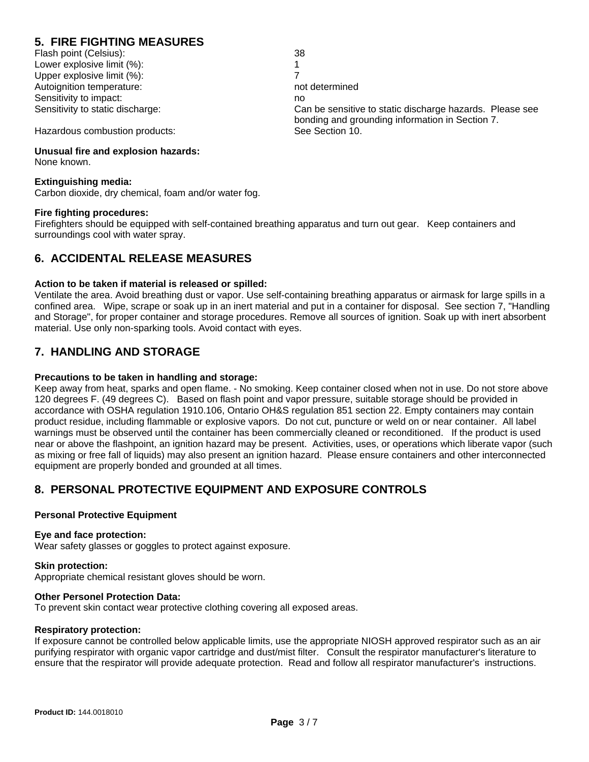## 5. FIRE FIGHTING MEASURES

| | |
|---|---|
| Flash point (Celsius): | 38 |
| Lower explosive limit (%): | 1 |
| Upper explosive limit (%): | 7 |
| Autoignition temperature: | not determined |
| Sensitivity to impact: | no |
| Sensitivity to static discharge: | Can be sensitive to static discharge hazards. Please see bonding and grounding information in Section 7. |
| Hazardous combustion products: | See Section 10. |

**Unusual fire and explosion hazards:**
None known.

**Extinguishing media:**
Carbon dioxide, dry chemical, foam and/or water fog.

**Fire fighting procedures:**
Firefighters should be equipped with self-contained breathing apparatus and turn out gear. Keep containers and surroundings cool with water spray.

## 6. ACCIDENTAL RELEASE MEASURES

**Action to be taken if material is released or spilled:**
Ventilate the area. Avoid breathing dust or vapor. Use self-containing breathing apparatus or airmask for large spills in a confined area. Wipe, scrape or soak up in an inert material and put in a container for disposal. See section 7, "Handling and Storage", for proper container and storage procedures. Remove all sources of ignition. Soak up with inert absorbent material. Use only non-sparking tools. Avoid contact with eyes.

## 7. HANDLING AND STORAGE

**Precautions to be taken in handling and storage:**
Keep away from heat, sparks and open flame. - No smoking. Keep container closed when not in use. Do not store above 120 degrees F. (49 degrees C). Based on flash point and vapor pressure, suitable storage should be provided in accordance with OSHA regulation 1910.106, Ontario OH&S regulation 851 section 22. Empty containers may contain product residue, including flammable or explosive vapors. Do not cut, puncture or weld on or near container. All label warnings must be observed until the container has been commercially cleaned or reconditioned. If the product is used near or above the flashpoint, an ignition hazard may be present. Activities, uses, or operations which liberate vapor (such as mixing or free fall of liquids) may also present an ignition hazard. Please ensure containers and other interconnected equipment are properly bonded and grounded at all times.

## 8. PERSONAL PROTECTIVE EQUIPMENT AND EXPOSURE CONTROLS

**Personal Protective Equipment**

**Eye and face protection:**
Wear safety glasses or goggles to protect against exposure.

**Skin protection:**
Appropriate chemical resistant gloves should be worn.

**Other Personel Protection Data:**
To prevent skin contact wear protective clothing covering all exposed areas.

**Respiratory protection:**
If exposure cannot be controlled below applicable limits, use the appropriate NIOSH approved respirator such as an air purifying respirator with organic vapor cartridge and dust/mist filter. Consult the respirator manufacturer's literature to ensure that the respirator will provide adequate protection. Read and follow all respirator manufacturer's instructions.

**Product ID:** 144.0018010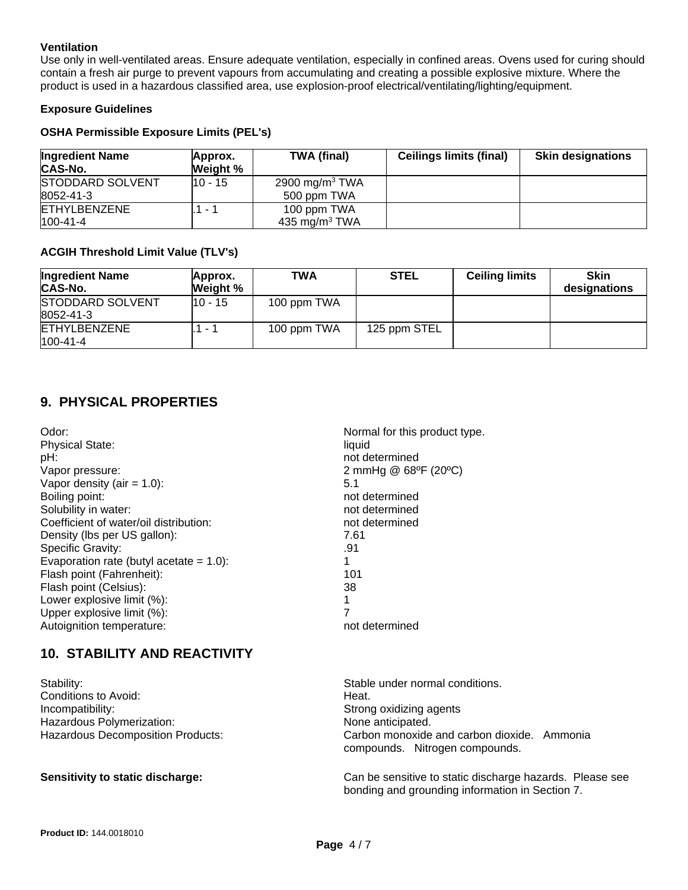**Ventilation**

Use only in well-ventilated areas. Ensure adequate ventilation, especially in confined areas. Ovens used for curing should contain a fresh air purge to prevent vapours from accumulating and creating a possible explosive mixture. Where the product is used in a hazardous classified area, use explosion-proof electrical/ventilating/lighting/equipment.

**Exposure Guidelines**

**OSHA Permissible Exposure Limits (PEL's)**

| Ingredient Name CAS-No. | Approx. Weight % | TWA (final) | Ceilings limits (final) | Skin designations |
|---|---|---|---|---|
| STODDARD SOLVENT 8052-41-3 | 10 - 15 | 2900 mg/m$^3$ TWA 500 ppm TWA | | |
| ETHYLBENZENE 100-41-4 | .1 - 1 | 100 ppm TWA 435 mg/m$^3$ TWA | | |

**ACGIH Threshold Limit Value (TLV's)**

| Ingredient Name CAS-No. | Approx. Weight % | TWA | STEL | Ceiling limits | Skin designations |
|---|---|---|---|---|---|
| STODDARD SOLVENT 8052-41-3 | 10 - 15 | 100 ppm TWA | | | |
| ETHYLBENZENE 100-41-4 | .1 - 1 | 100 ppm TWA | 125 ppm STEL | | |

## 9. PHYSICAL PROPERTIES

| | |
|---|---|
| Odor: | Normal for this product type. |
| Physical State: | liquid |
| pH: | not determined |
| Vapor pressure: | 2 mmHg @ 68ºF (20ºC) |
| Vapor density (air = 1.0): | 5.1 |
| Boiling point: | not determined |
| Solubility in water: | not determined |
| Coefficient of water/oil distribution: | not determined |
| Density (lbs per US gallon): | 7.61 |
| Specific Gravity: | .91 |
| Evaporation rate (butyl acetate = 1.0): | 1 |
| Flash point (Fahrenheit): | 101 |
| Flash point (Celsius): | 38 |
| Lower explosive limit (%): | 1 |
| Upper explosive limit (%): | 7 |
| Autoignition temperature: | not determined |

## 10. STABILITY AND REACTIVITY

| | |
|---|---|
| Stability: | Stable under normal conditions. |
| Conditions to Avoid: | Heat. |
| Incompatibility: | Strong oxidizing agents |
| Hazardous Polymerization: | None anticipated. |
| Hazardous Decomposition Products: | Carbon monoxide and carbon dioxide. Ammonia compounds. Nitrogen compounds. |

**Sensitivity to static discharge:** Can be sensitive to static discharge hazards. Please see bonding and grounding information in Section 7.

**Product ID:** 144.0018010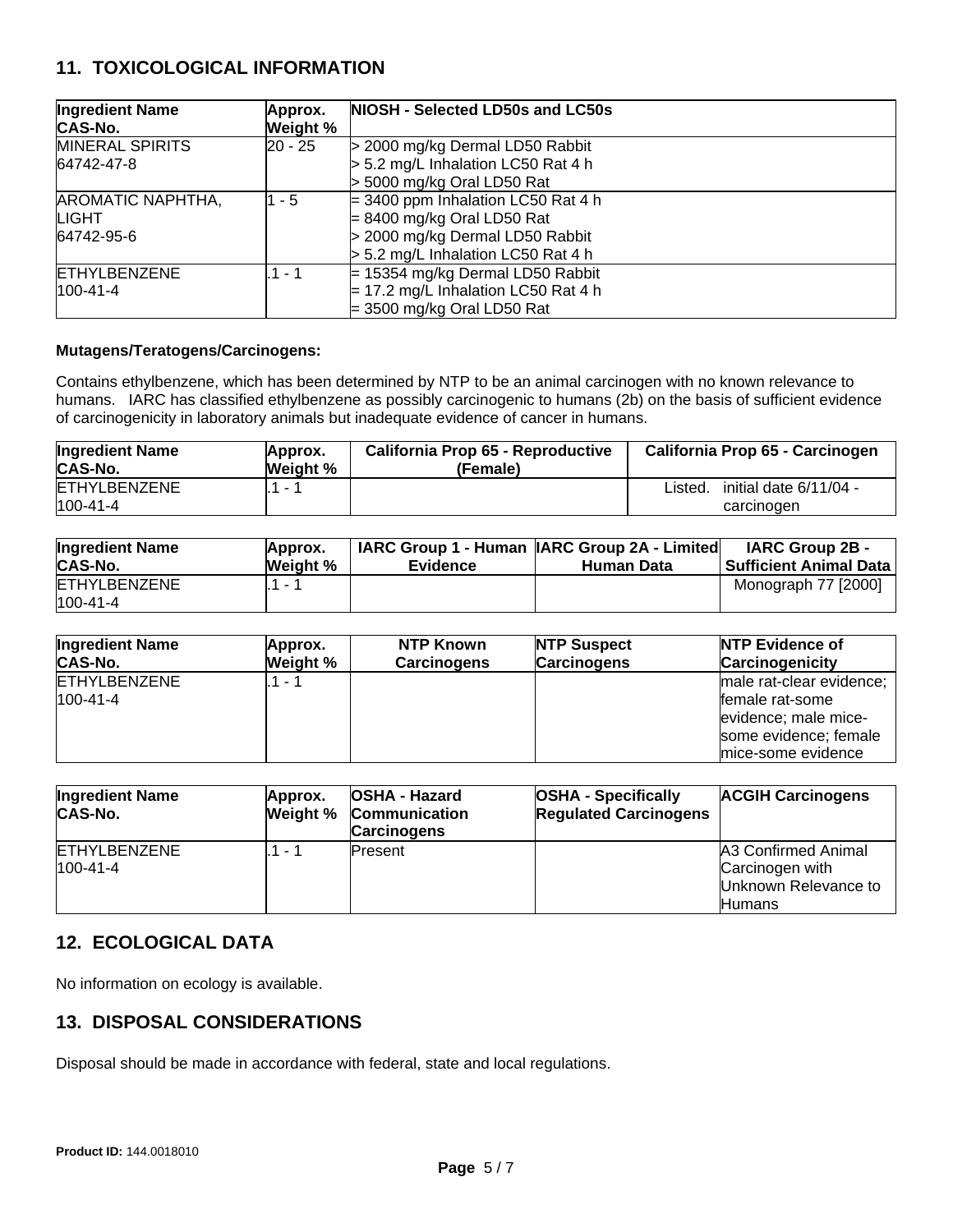## 11. TOXICOLOGICAL INFORMATION

| Ingredient Name<br>CAS-No. | Approx.<br>Weight % | NIOSH - Selected LD50s and LC50s |
|---|---|---|
| MINERAL SPIRITS<br>64742-47-8 | 20 - 25 | > 2000 mg/kg Dermal LD50 Rabbit<br>> 5.2 mg/L Inhalation LC50 Rat 4 h<br>> 5000 mg/kg Oral LD50 Rat |
| AROMATIC NAPHTHA, LIGHT<br>64742-95-6 | 1 - 5 | = 3400 ppm Inhalation LC50 Rat 4 h<br>= 8400 mg/kg Oral LD50 Rat<br>> 2000 mg/kg Dermal LD50 Rabbit<br>> 5.2 mg/L Inhalation LC50 Rat 4 h |
| ETHYLBENZENE<br>100-41-4 | .1 - 1 | = 15354 mg/kg Dermal LD50 Rabbit<br>= 17.2 mg/L Inhalation LC50 Rat 4 h<br>= 3500 mg/kg Oral LD50 Rat |

**Mutagens/Teratogens/Carcinogens:**

Contains ethylbenzene, which has been determined by NTP to be an animal carcinogen with no known relevance to humans. IARC has classified ethylbenzene as possibly carcinogenic to humans (2b) on the basis of sufficient evidence of carcinogenicity in laboratory animals but inadequate evidence of cancer in humans.

| Ingredient Name<br>CAS-No. | Approx.<br>Weight % | California Prop 65 - Reproductive (Female) | California Prop 65 - Carcinogen |
|---|---|---|---|
| ETHYLBENZENE<br>100-41-4 | .1 - 1 | | Listed. initial date 6/11/04 - carcinogen |

| Ingredient Name<br>CAS-No. | Approx.<br>Weight % | IARC Group 1 - Human Evidence | IARC Group 2A - Limited Human Data | IARC Group 2B - Sufficient Animal Data |
|---|---|---|---|---|
| ETHYLBENZENE<br>100-41-4 | .1 - 1 | | | Monograph 77 [2000] |

| Ingredient Name<br>CAS-No. | Approx.<br>Weight % | NTP Known Carcinogens | NTP Suspect Carcinogens | NTP Evidence of Carcinogenicity |
|---|---|---|---|---|
| ETHYLBENZENE<br>100-41-4 | .1 - 1 | | | male rat-clear evidence; female rat-some evidence; male mice-some evidence; female mice-some evidence |

| Ingredient Name<br>CAS-No. | Approx.<br>Weight % | OSHA - Hazard Communication Carcinogens | OSHA - Specifically Regulated Carcinogens | ACGIH Carcinogens |
|---|---|---|---|---|
| ETHYLBENZENE<br>100-41-4 | .1 - 1 | Present | | A3 Confirmed Animal Carcinogen with Unknown Relevance to Humans |

## 12. ECOLOGICAL DATA

No information on ecology is available.

## 13. DISPOSAL CONSIDERATIONS

Disposal should be made in accordance with federal, state and local regulations.

**Product ID:** 144.0018010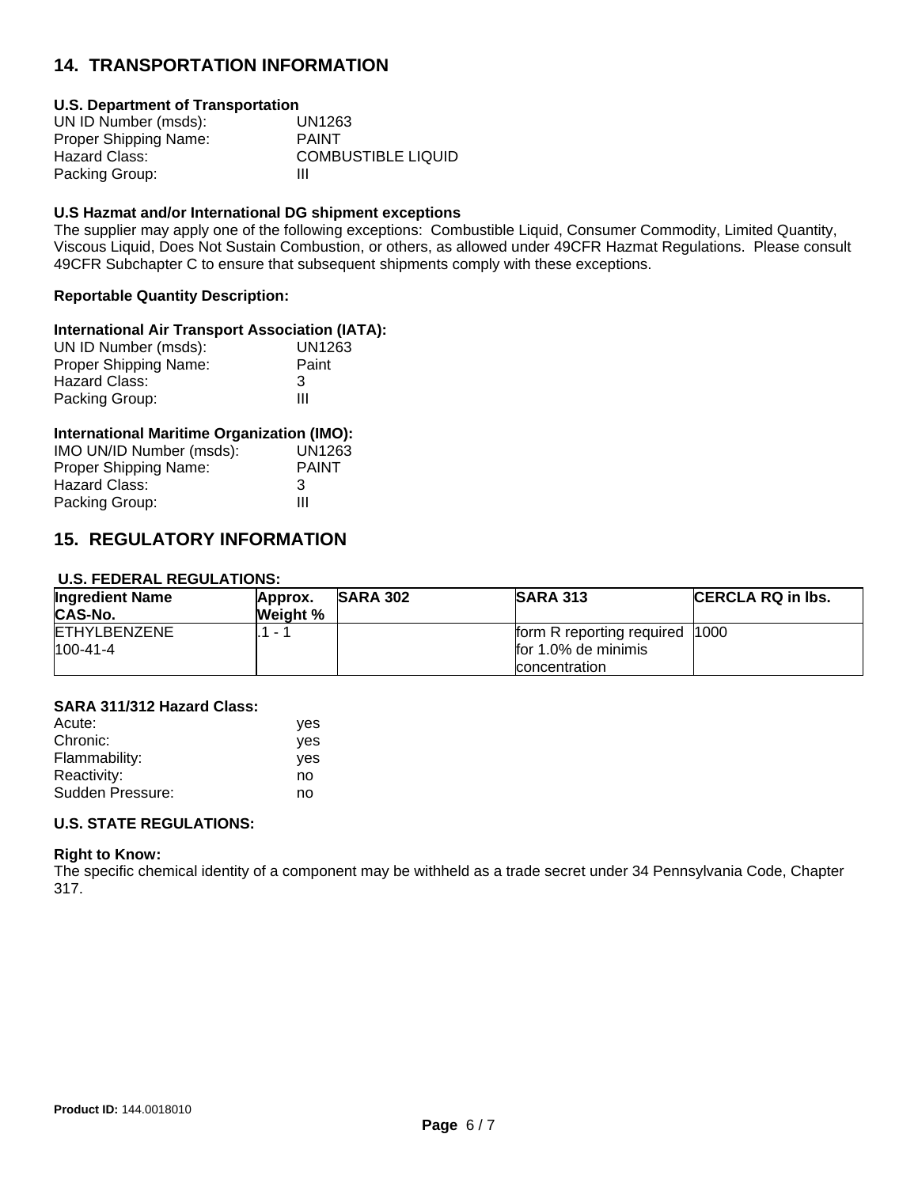## 14. TRANSPORTATION INFORMATION

**U.S. Department of Transportation**

UN ID Number (msds): UN1263
Proper Shipping Name: PAINT
Hazard Class: COMBUSTIBLE LIQUID
Packing Group: III

**U.S Hazmat and/or International DG shipment exceptions**

The supplier may apply one of the following exceptions: Combustible Liquid, Consumer Commodity, Limited Quantity, Viscous Liquid, Does Not Sustain Combustion, or others, as allowed under 49CFR Hazmat Regulations. Please consult 49CFR Subchapter C to ensure that subsequent shipments comply with these exceptions.

**Reportable Quantity Description:**

**International Air Transport Association (IATA):**

UN ID Number (msds): UN1263
Proper Shipping Name: Paint
Hazard Class: 3
Packing Group: III

**International Maritime Organization (IMO):**

IMO UN/ID Number (msds): UN1263
Proper Shipping Name: PAINT
Hazard Class: 3
Packing Group: III

## 15. REGULATORY INFORMATION

**U.S. FEDERAL REGULATIONS:**

| Ingredient Name CAS-No. | Approx. Weight % | SARA 302 | SARA 313 | CERCLA RQ in lbs. |
|---|---|---|---|---|
| ETHYLBENZENE 100-41-4 | .1 - 1 | | form R reporting required for 1.0% de minimis concentration | 1000 |

**SARA 311/312 Hazard Class:**

Acute: yes
Chronic: yes
Flammability: yes
Reactivity: no
Sudden Pressure: no

**U.S. STATE REGULATIONS:**

**Right to Know:**

The specific chemical identity of a component may be withheld as a trade secret under 34 Pennsylvania Code, Chapter 317.

**Product ID:** 144.0018010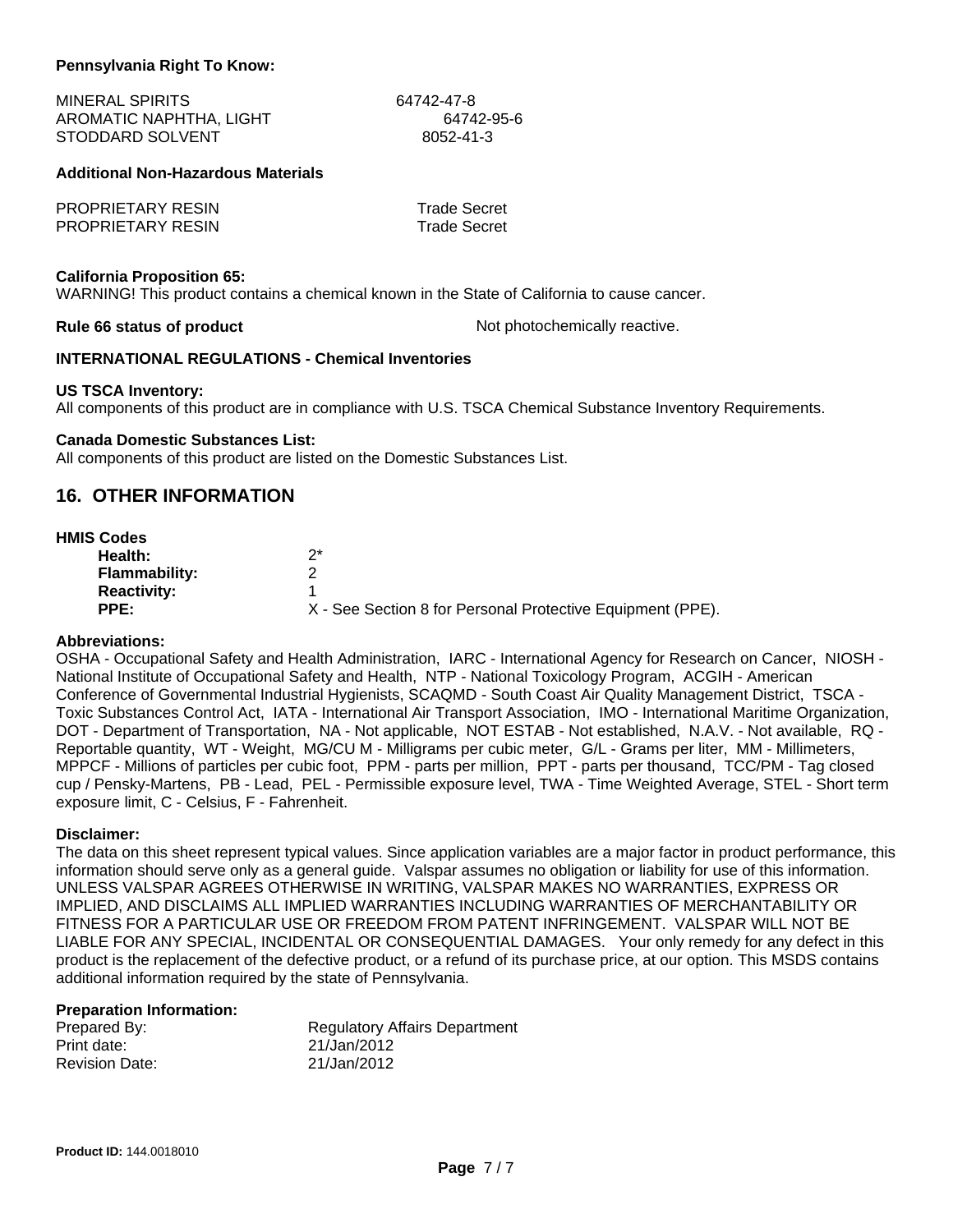**Pennsylvania Right To Know:**

| | |
|---|---|
| MINERAL SPIRITS | 64742-47-8 |
| AROMATIC NAPHTHA, LIGHT | 64742-95-6 |
| STODDARD SOLVENT | 8052-41-3 |

**Additional Non-Hazardous Materials**

| | |
|---|---|
| PROPRIETARY RESIN | Trade Secret |
| PROPRIETARY RESIN | Trade Secret |

**California Proposition 65:**
WARNING! This product contains a chemical known in the State of California to cause cancer.

**Rule 66 status of product** Not photochemically reactive.

**INTERNATIONAL REGULATIONS - Chemical Inventories**

**US TSCA Inventory:**
All components of this product are in compliance with U.S. TSCA Chemical Substance Inventory Requirements.

**Canada Domestic Substances List:**
All components of this product are listed on the Domestic Substances List.

## 16. OTHER INFORMATION

**HMIS Codes**

| | |
|---|---|
| **Health:** | 2* |
| **Flammability:** | 2 |
| **Reactivity:** | 1 |
| **PPE:** | X - See Section 8 for Personal Protective Equipment (PPE). |

**Abbreviations:**
OSHA - Occupational Safety and Health Administration, IARC - International Agency for Research on Cancer, NIOSH - National Institute of Occupational Safety and Health, NTP - National Toxicology Program, ACGIH - American Conference of Governmental Industrial Hygienists, SCAQMD - South Coast Air Quality Management District, TSCA - Toxic Substances Control Act, IATA - International Air Transport Association, IMO - International Maritime Organization, DOT - Department of Transportation, NA - Not applicable, NOT ESTAB - Not established, N.A.V. - Not available, RQ - Reportable quantity, WT - Weight, MG/CU M - Milligrams per cubic meter, G/L - Grams per liter, MM - Millimeters, MPPCF - Millions of particles per cubic foot, PPM - parts per million, PPT - parts per thousand, TCC/PM - Tag closed cup / Pensky-Martens, PB - Lead, PEL - Permissible exposure level, TWA - Time Weighted Average, STEL - Short term exposure limit, C - Celsius, F - Fahrenheit.

**Disclaimer:**
The data on this sheet represent typical values. Since application variables are a major factor in product performance, this information should serve only as a general guide. Valspar assumes no obligation or liability for use of this information. UNLESS VALSPAR AGREES OTHERWISE IN WRITING, VALSPAR MAKES NO WARRANTIES, EXPRESS OR IMPLIED, AND DISCLAIMS ALL IMPLIED WARRANTIES INCLUDING WARRANTIES OF MERCHANTABILITY OR FITNESS FOR A PARTICULAR USE OR FREEDOM FROM PATENT INFRINGEMENT. VALSPAR WILL NOT BE LIABLE FOR ANY SPECIAL, INCIDENTAL OR CONSEQUENTIAL DAMAGES. Your only remedy for any defect in this product is the replacement of the defective product, or a refund of its purchase price, at our option. This MSDS contains additional information required by the state of Pennsylvania.

**Preparation Information:**

| | |
|---|---|
| Prepared By: | Regulatory Affairs Department |
| Print date: | 21/Jan/2012 |
| Revision Date: | 21/Jan/2012 |

**Product ID:** 144.0018010